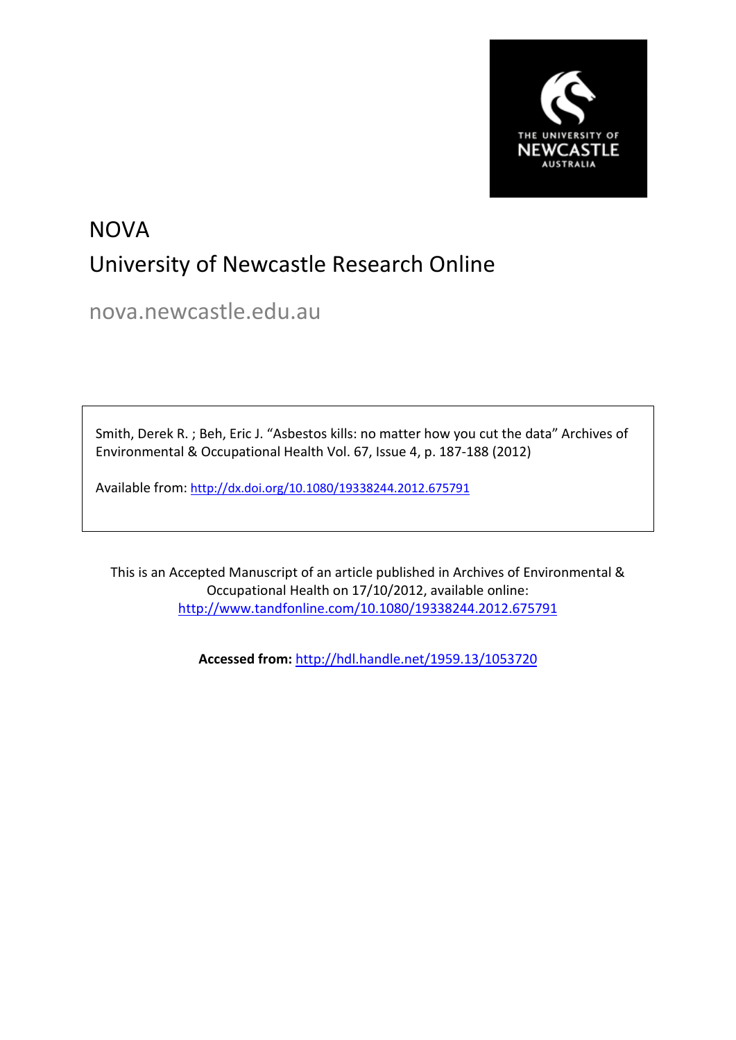# NOVA

## University of Newcastle Research Online

nova.newcastle.edu.au

Smith, Derek R. ; Beh, Eric J. "Asbestos kills: no matter how you cut the data" Archives of Environmental & Occupational Health Vol. 67, Issue 4, p. 187-188 (2012)

Available from: http://dx.doi.org/10.1080/19338244.2012.675791

This is an Accepted Manuscript of an article published in Archives of Environmental & Occupational Health on 17/10/2012, available online: http://www.tandfonline.com/10.1080/19338244.2012.675791

**Accessed from:** http://hdl.handle.net/1959.13/1053720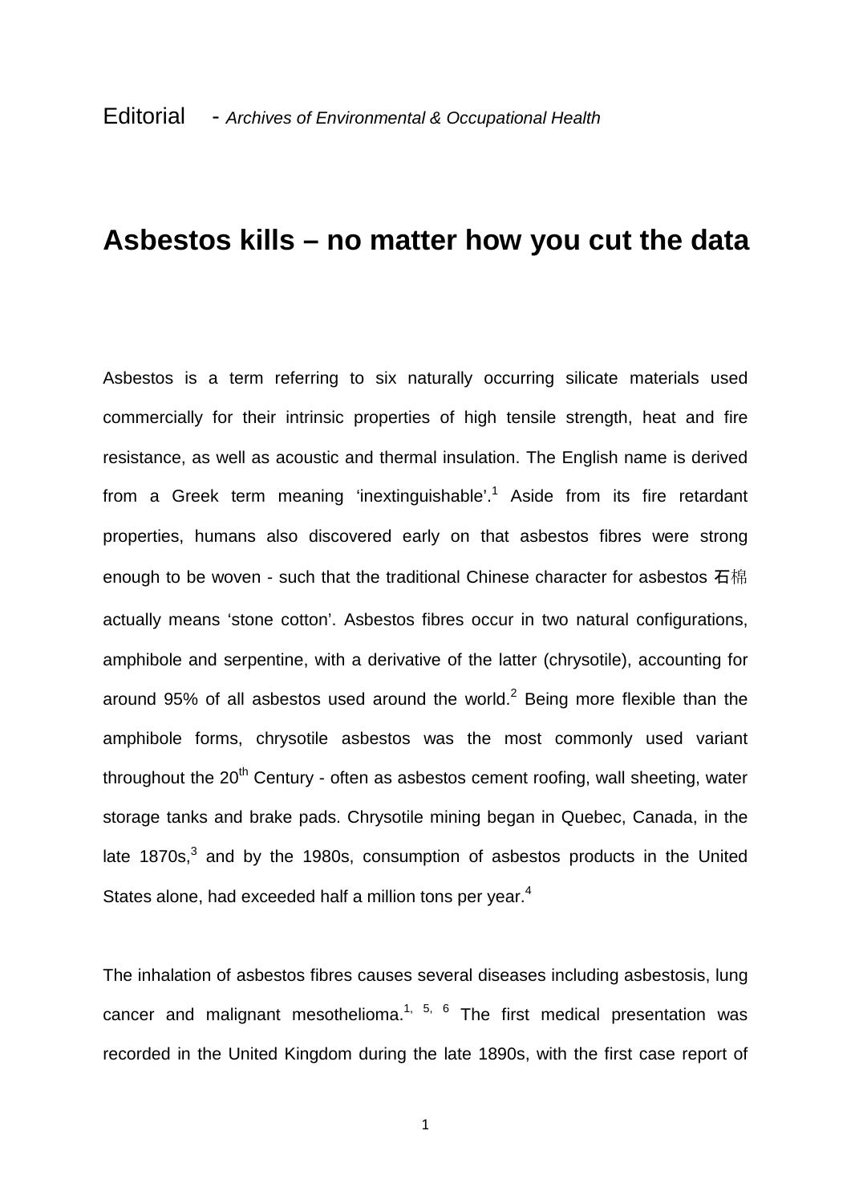Editorial - *Archives of Environmental & Occupational Health*

# Asbestos kills – no matter how you cut the data

Asbestos is a term referring to six naturally occurring silicate materials used commercially for their intrinsic properties of high tensile strength, heat and fire resistance, as well as acoustic and thermal insulation. The English name is derived from a Greek term meaning 'inextinguishable'.[1] Aside from its fire retardant properties, humans also discovered early on that asbestos fibres were strong enough to be woven - such that the traditional Chinese character for asbestos 石棉 actually means 'stone cotton'. Asbestos fibres occur in two natural configurations, amphibole and serpentine, with a derivative of the latter (chrysotile), accounting for around 95% of all asbestos used around the world.[2] Being more flexible than the amphibole forms, chrysotile asbestos was the most commonly used variant throughout the 20th Century - often as asbestos cement roofing, wall sheeting, water storage tanks and brake pads. Chrysotile mining began in Quebec, Canada, in the late 1870s,[3] and by the 1980s, consumption of asbestos products in the United States alone, had exceeded half a million tons per year.[4]

The inhalation of asbestos fibres causes several diseases including asbestosis, lung cancer and malignant mesothelioma.[1, 5, 6] The first medical presentation was recorded in the United Kingdom during the late 1890s, with the first case report of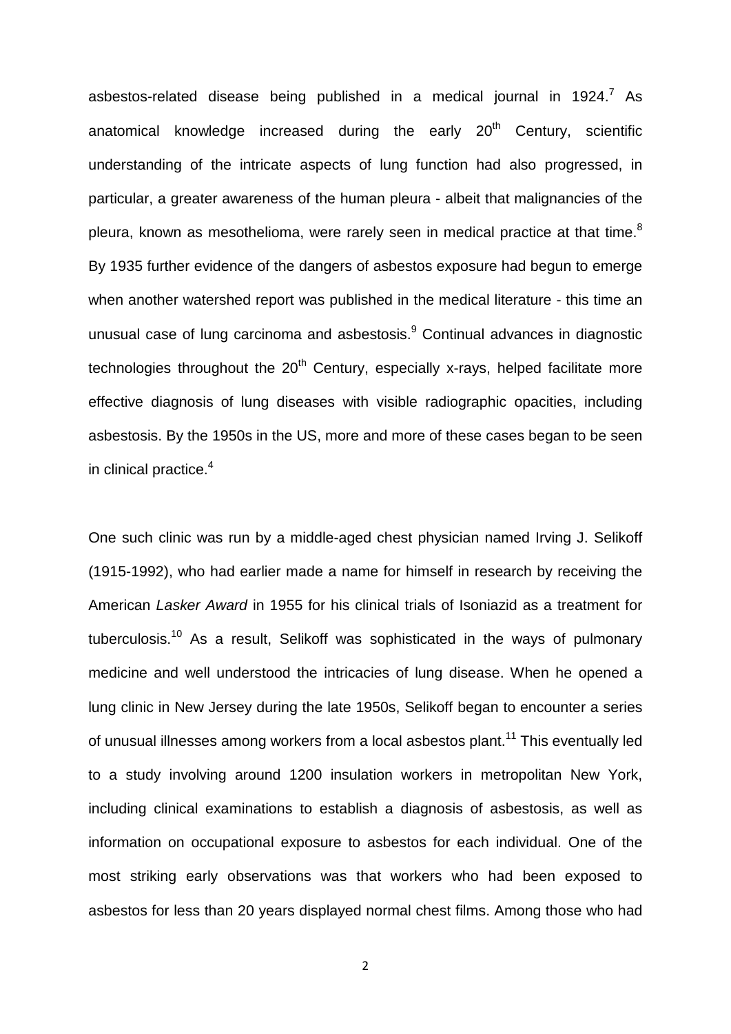asbestos-related disease being published in a medical journal in 1924.[7] As anatomical knowledge increased during the early 20th Century, scientific understanding of the intricate aspects of lung function had also progressed, in particular, a greater awareness of the human pleura - albeit that malignancies of the pleura, known as mesothelioma, were rarely seen in medical practice at that time.[8] By 1935 further evidence of the dangers of asbestos exposure had begun to emerge when another watershed report was published in the medical literature - this time an unusual case of lung carcinoma and asbestosis.[9] Continual advances in diagnostic technologies throughout the 20th Century, especially x-rays, helped facilitate more effective diagnosis of lung diseases with visible radiographic opacities, including asbestosis. By the 1950s in the US, more and more of these cases began to be seen in clinical practice.[4]

One such clinic was run by a middle-aged chest physician named Irving J. Selikoff (1915-1992), who had earlier made a name for himself in research by receiving the American *Lasker Award* in 1955 for his clinical trials of Isoniazid as a treatment for tuberculosis.[10] As a result, Selikoff was sophisticated in the ways of pulmonary medicine and well understood the intricacies of lung disease. When he opened a lung clinic in New Jersey during the late 1950s, Selikoff began to encounter a series of unusual illnesses among workers from a local asbestos plant.[11] This eventually led to a study involving around 1200 insulation workers in metropolitan New York, including clinical examinations to establish a diagnosis of asbestosis, as well as information on occupational exposure to asbestos for each individual. One of the most striking early observations was that workers who had been exposed to asbestos for less than 20 years displayed normal chest films. Among those who had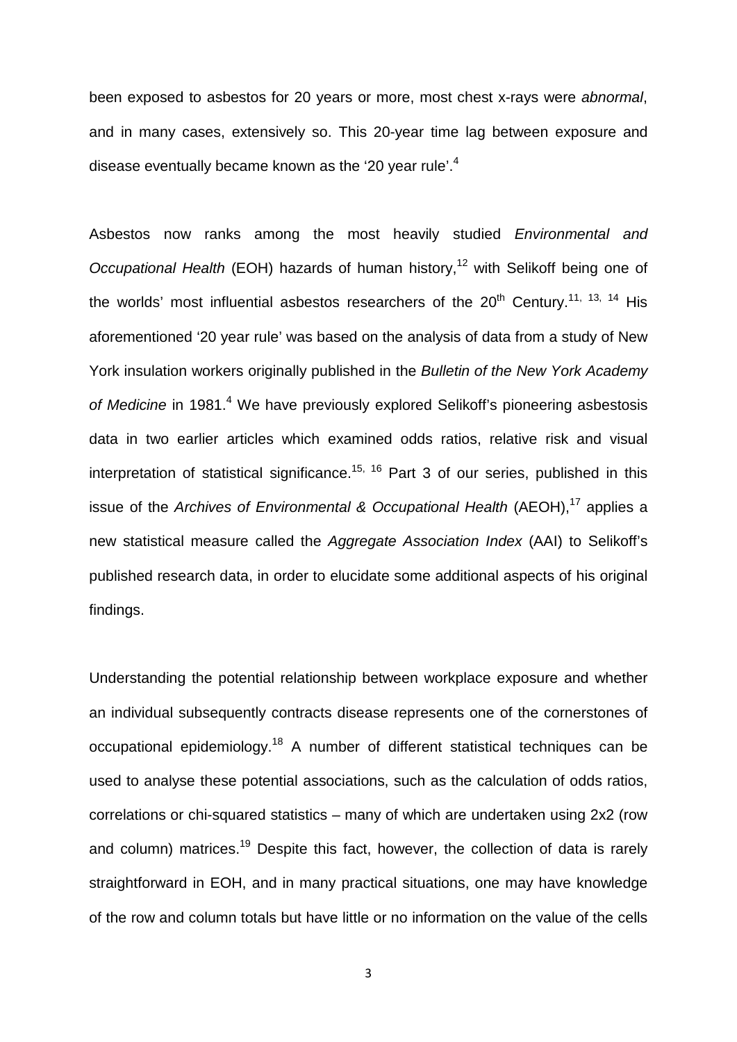been exposed to asbestos for 20 years or more, most chest x-rays were *abnormal*, and in many cases, extensively so. This 20-year time lag between exposure and disease eventually became known as the '20 year rule'.[4]

Asbestos now ranks among the most heavily studied *Environmental and Occupational Health* (EOH) hazards of human history,[12] with Selikoff being one of the worlds' most influential asbestos researchers of the 20th Century.[11, 13, 14] His aforementioned '20 year rule' was based on the analysis of data from a study of New York insulation workers originally published in the *Bulletin of the New York Academy of Medicine* in 1981.[4] We have previously explored Selikoff's pioneering asbestosis data in two earlier articles which examined odds ratios, relative risk and visual interpretation of statistical significance.[15, 16] Part 3 of our series, published in this issue of the *Archives of Environmental & Occupational Health* (AEOH),[17] applies a new statistical measure called the *Aggregate Association Index* (AAI) to Selikoff's published research data, in order to elucidate some additional aspects of his original findings.

Understanding the potential relationship between workplace exposure and whether an individual subsequently contracts disease represents one of the cornerstones of occupational epidemiology.[18] A number of different statistical techniques can be used to analyse these potential associations, such as the calculation of odds ratios, correlations or chi-squared statistics – many of which are undertaken using 2x2 (row and column) matrices.[19] Despite this fact, however, the collection of data is rarely straightforward in EOH, and in many practical situations, one may have knowledge of the row and column totals but have little or no information on the value of the cells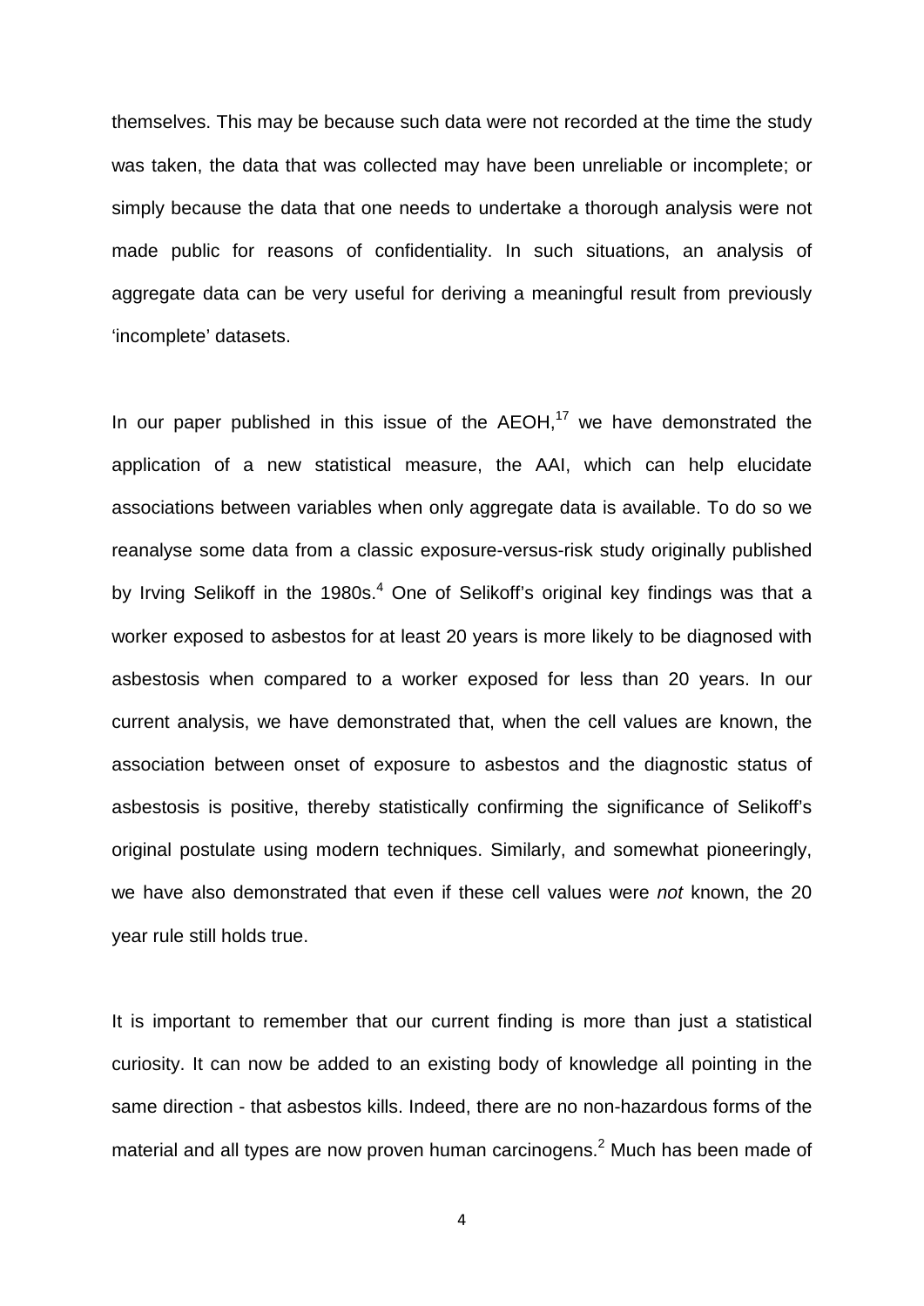themselves. This may be because such data were not recorded at the time the study was taken, the data that was collected may have been unreliable or incomplete; or simply because the data that one needs to undertake a thorough analysis were not made public for reasons of confidentiality. In such situations, an analysis of aggregate data can be very useful for deriving a meaningful result from previously 'incomplete' datasets.

In our paper published in this issue of the AEOH,[17] we have demonstrated the application of a new statistical measure, the AAI, which can help elucidate associations between variables when only aggregate data is available. To do so we reanalyse some data from a classic exposure-versus-risk study originally published by Irving Selikoff in the 1980s.[4] One of Selikoff's original key findings was that a worker exposed to asbestos for at least 20 years is more likely to be diagnosed with asbestosis when compared to a worker exposed for less than 20 years. In our current analysis, we have demonstrated that, when the cell values are known, the association between onset of exposure to asbestos and the diagnostic status of asbestosis is positive, thereby statistically confirming the significance of Selikoff's original postulate using modern techniques. Similarly, and somewhat pioneeringly, we have also demonstrated that even if these cell values were *not* known, the 20 year rule still holds true.

It is important to remember that our current finding is more than just a statistical curiosity. It can now be added to an existing body of knowledge all pointing in the same direction - that asbestos kills. Indeed, there are no non-hazardous forms of the material and all types are now proven human carcinogens.[2] Much has been made of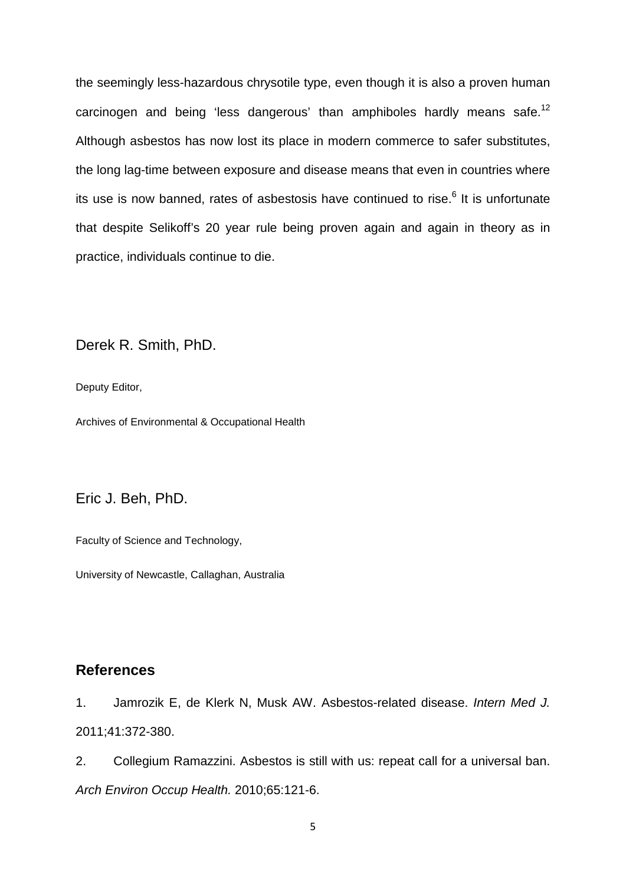the seemingly less-hazardous chrysotile type, even though it is also a proven human carcinogen and being 'less dangerous' than amphiboles hardly means safe.[12] Although asbestos has now lost its place in modern commerce to safer substitutes, the long lag-time between exposure and disease means that even in countries where its use is now banned, rates of asbestosis have continued to rise.[6] It is unfortunate that despite Selikoff's 20 year rule being proven again and again in theory as in practice, individuals continue to die.

Derek R. Smith, PhD.

Deputy Editor,

Archives of Environmental & Occupational Health

Eric J. Beh, PhD.

Faculty of Science and Technology,

University of Newcastle, Callaghan, Australia

## References

1. Jamrozik E, de Klerk N, Musk AW. Asbestos-related disease. *Intern Med J.* 2011;41:372-380.
2. Collegium Ramazzini. Asbestos is still with us: repeat call for a universal ban. *Arch Environ Occup Health.* 2010;65:121-6.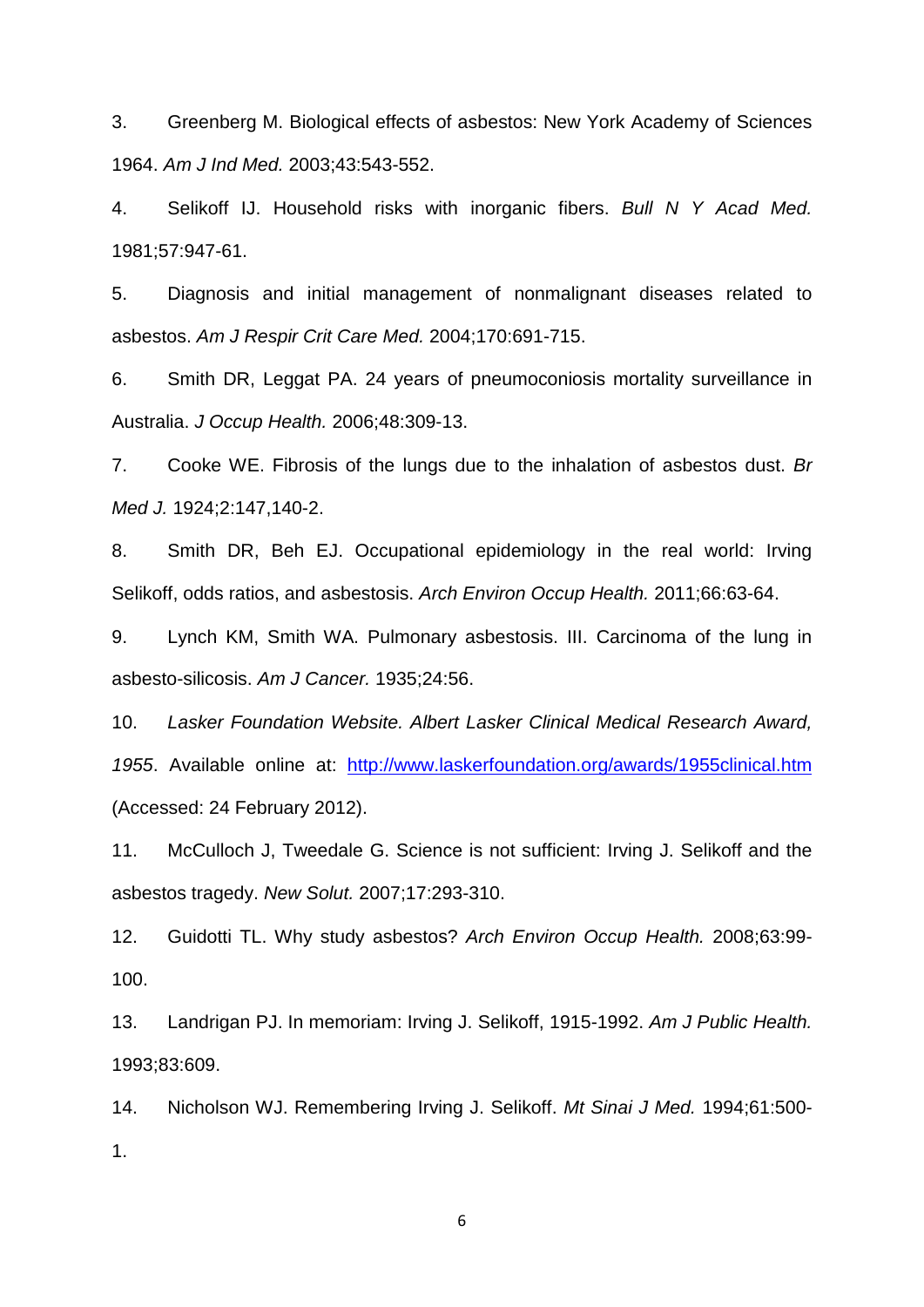3. Greenberg M. Biological effects of asbestos: New York Academy of Sciences 1964. *Am J Ind Med.* 2003;43:543-552.

4. Selikoff IJ. Household risks with inorganic fibers. *Bull N Y Acad Med.* 1981;57:947-61.

5. Diagnosis and initial management of nonmalignant diseases related to asbestos. *Am J Respir Crit Care Med.* 2004;170:691-715.

6. Smith DR, Leggat PA. 24 years of pneumoconiosis mortality surveillance in Australia. *J Occup Health.* 2006;48:309-13.

7. Cooke WE. Fibrosis of the lungs due to the inhalation of asbestos dust. *Br Med J.* 1924;2:147,140-2.

8. Smith DR, Beh EJ. Occupational epidemiology in the real world: Irving Selikoff, odds ratios, and asbestosis. *Arch Environ Occup Health.* 2011;66:63-64.

9. Lynch KM, Smith WA. Pulmonary asbestosis. III. Carcinoma of the lung in asbesto-silicosis. *Am J Cancer.* 1935;24:56.

10. *Lasker Foundation Website. Albert Lasker Clinical Medical Research Award, 1955*. Available online at: http://www.laskerfoundation.org/awards/1955clinical.htm (Accessed: 24 February 2012).

11. McCulloch J, Tweedale G. Science is not sufficient: Irving J. Selikoff and the asbestos tragedy. *New Solut.* 2007;17:293-310.

12. Guidotti TL. Why study asbestos? *Arch Environ Occup Health.* 2008;63:99-100.

13. Landrigan PJ. In memoriam: Irving J. Selikoff, 1915-1992. *Am J Public Health.* 1993;83:609.

14. Nicholson WJ. Remembering Irving J. Selikoff. *Mt Sinai J Med.* 1994;61:500-1.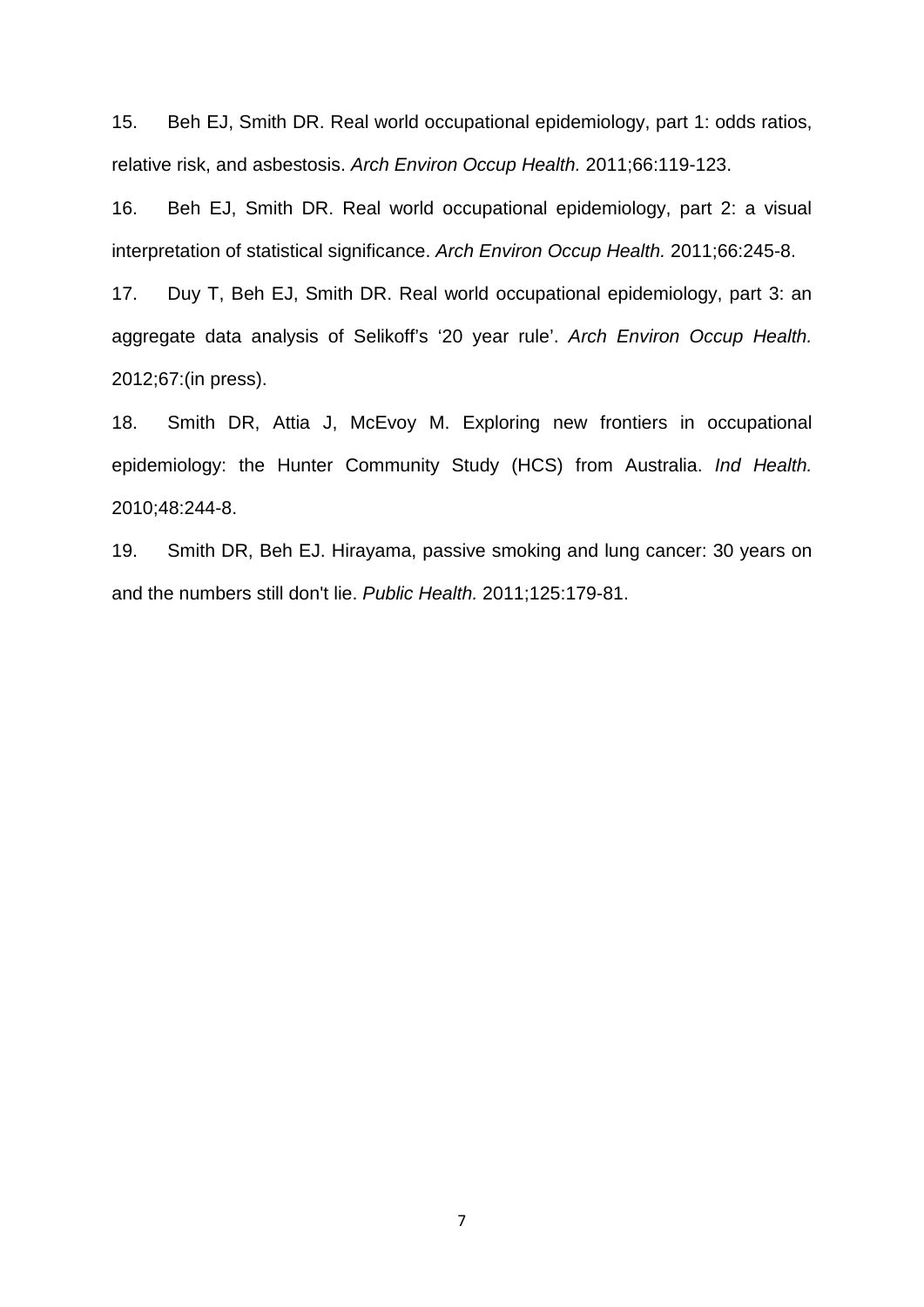15. Beh EJ, Smith DR. Real world occupational epidemiology, part 1: odds ratios, relative risk, and asbestosis. *Arch Environ Occup Health.* 2011;66:119-123.

16. Beh EJ, Smith DR. Real world occupational epidemiology, part 2: a visual interpretation of statistical significance. *Arch Environ Occup Health.* 2011;66:245-8.

17. Duy T, Beh EJ, Smith DR. Real world occupational epidemiology, part 3: an aggregate data analysis of Selikoff's '20 year rule'. *Arch Environ Occup Health.* 2012;67:(in press).

18. Smith DR, Attia J, McEvoy M. Exploring new frontiers in occupational epidemiology: the Hunter Community Study (HCS) from Australia. *Ind Health.* 2010;48:244-8.

19. Smith DR, Beh EJ. Hirayama, passive smoking and lung cancer: 30 years on and the numbers still don't lie. *Public Health.* 2011;125:179-81.